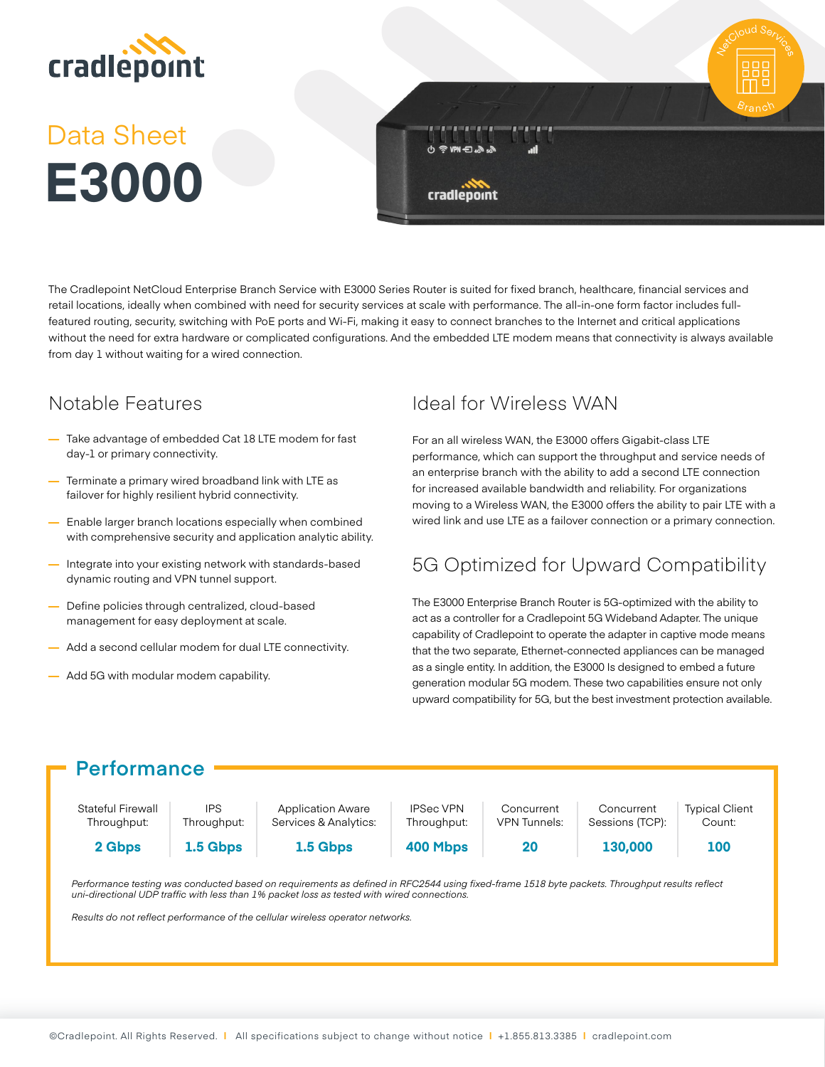cradlepoint

Data Sheet

# E3000

The Cradlepoint NetCloud Enterprise Branch Service with E3000 Series Router is suited for fixed branch, healthcare, financial services and retail locations, ideally when combined with need for security services at scale with performance. The all-in-one form factor includes full-featured routing, security, switching with PoE ports and Wi-Fi, making it easy to connect branches to the Internet and critical applications without the need for extra hardware or complicated configurations. And the embedded LTE modem means that connectivity is always available from day 1 without waiting for a wired connection.

## Notable Features

- Take advantage of embedded Cat 18 LTE modem for fast day-1 or primary connectivity.
- Terminate a primary wired broadband link with LTE as failover for highly resilient hybrid connectivity.
- Enable larger branch locations especially when combined with comprehensive security and application analytic ability.
- Integrate into your existing network with standards-based dynamic routing and VPN tunnel support.
- Define policies through centralized, cloud-based management for easy deployment at scale.
- Add a second cellular modem for dual LTE connectivity.
- Add 5G with modular modem capability.

## Ideal for Wireless WAN

For an all wireless WAN, the E3000 offers Gigabit-class LTE performance, which can support the throughput and service needs of an enterprise branch with the ability to add a second LTE connection for increased available bandwidth and reliability. For organizations moving to a Wireless WAN, the E3000 offers the ability to pair LTE with a wired link and use LTE as a failover connection or a primary connection.

## 5G Optimized for Upward Compatibility

The E3000 Enterprise Branch Router is 5G-optimized with the ability to act as a controller for a Cradlepoint 5G Wideband Adapter. The unique capability of Cradlepoint to operate the adapter in captive mode means that the two separate, Ethernet-connected appliances can be managed as a single entity. In addition, the E3000 Is designed to embed a future generation modular 5G modem. These two capabilities ensure not only upward compatibility for 5G, but the best investment protection available.

## Performance

| Stateful Firewall Throughput: | IPS Throughput: | Application Aware Services & Analytics: | IPSec VPN Throughput: | Concurrent VPN Tunnels: | Concurrent Sessions (TCP): | Typical Client Count: |
|---|---|---|---|---|---|---|
| **2 Gbps** | **1.5 Gbps** | **1.5 Gbps** | **400 Mbps** | **20** | **130,000** | **100** |

*Performance testing was conducted based on requirements as defined in RFC2544 using fixed-frame 1518 byte packets. Throughput results reflect uni-directional UDP traffic with less than 1% packet loss as tested with wired connections.*

*Results do not reflect performance of the cellular wireless operator networks.*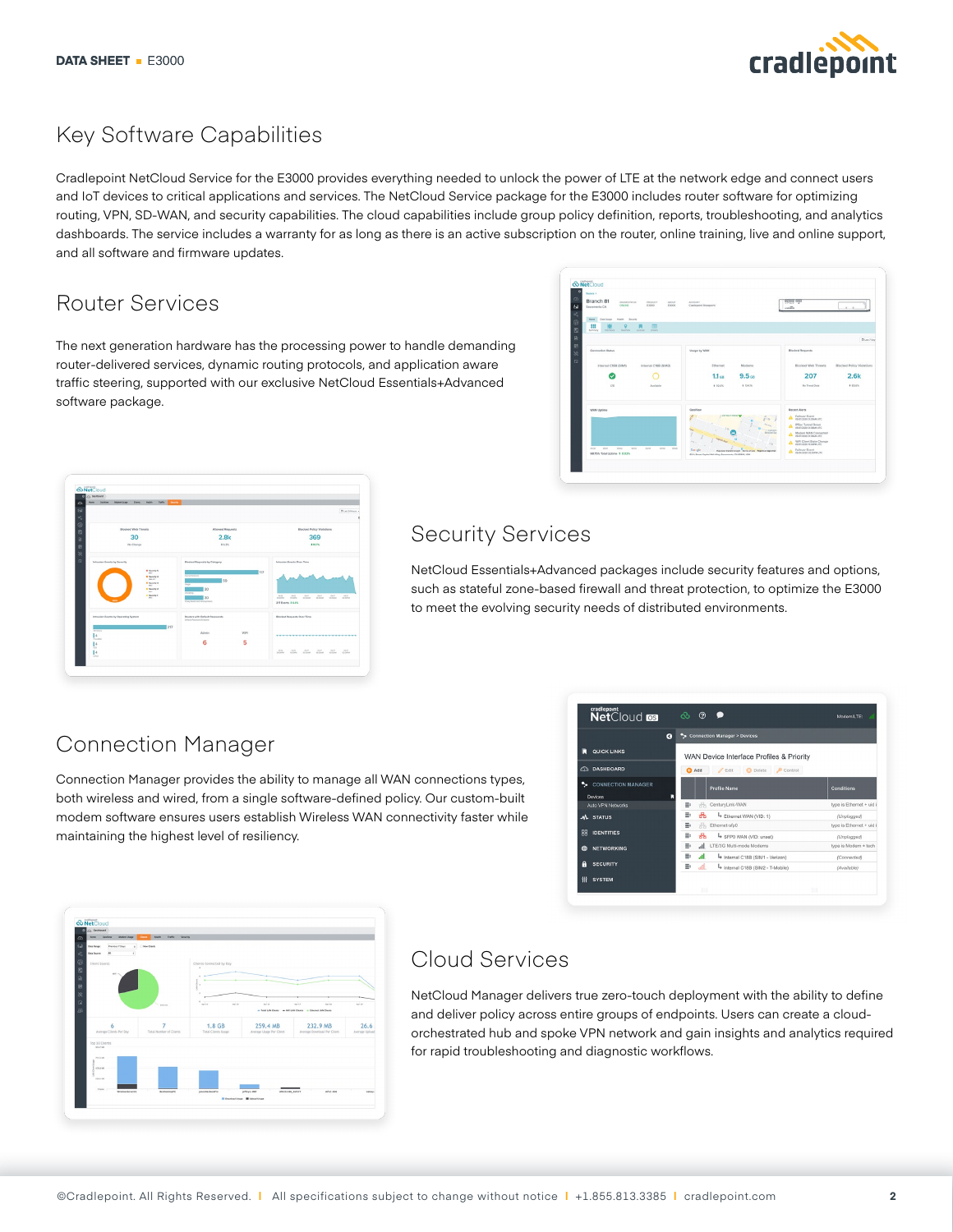# Key Software Capabilities

Cradlepoint NetCloud Service for the E3000 provides everything needed to unlock the power of LTE at the network edge and connect users and IoT devices to critical applications and services. The NetCloud Service package for the E3000 includes router software for optimizing routing, VPN, SD-WAN, and security capabilities. The cloud capabilities include group policy definition, reports, troubleshooting, and analytics dashboards. The service includes a warranty for as long as there is an active subscription on the router, online training, live and online support, and all software and firmware updates.

## Router Services

The next generation hardware has the processing power to handle demanding router-delivered services, dynamic routing protocols, and application aware traffic steering, supported with our exclusive NetCloud Essentials+Advanced software package.

## Security Services

NetCloud Essentials+Advanced packages include security features and options, such as stateful zone-based firewall and threat protection, to optimize the E3000 to meet the evolving security needs of distributed environments.

## Connection Manager

Connection Manager provides the ability to manage all WAN connections types, both wireless and wired, from a single software-defined policy. Our custom-built modem software ensures users establish Wireless WAN connectivity faster while maintaining the highest level of resiliency.

## Cloud Services

NetCloud Manager delivers true zero-touch deployment with the ability to define and deliver policy across entire groups of endpoints. Users can create a cloud-orchestrated hub and spoke VPN network and gain insights and analytics required for rapid troubleshooting and diagnostic workflows.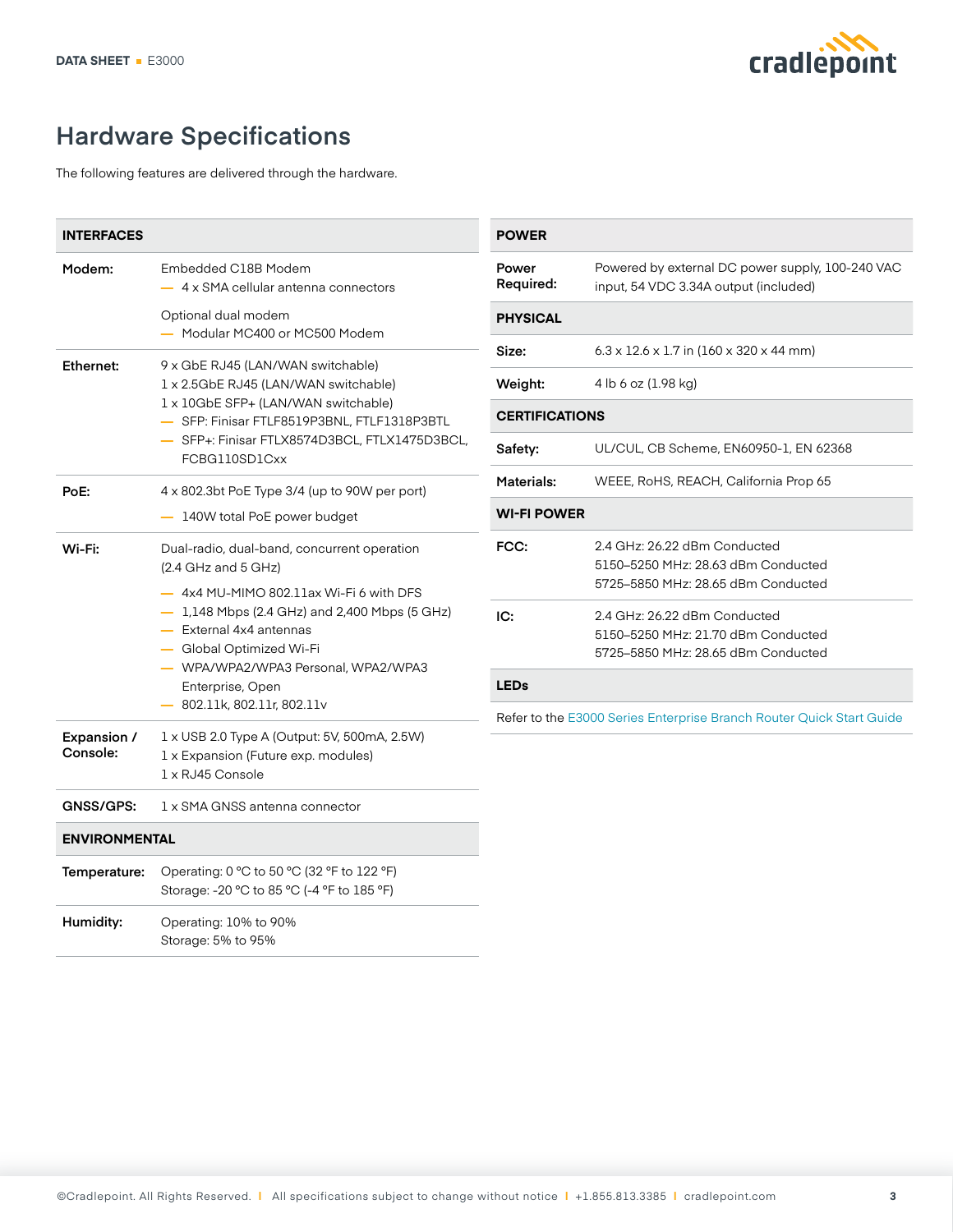# Hardware Specifications

The following features are delivered through the hardware.

| INTERFACES | |
|---|---|
| **Modem:** | Embedded C18B Modem<br>— 4 x SMA cellular antenna connectors<br><br>Optional dual modem<br>— Modular MC400 or MC500 Modem |
| **Ethernet:** | 9 x GbE RJ45 (LAN/WAN switchable)<br>1 x 2.5GbE RJ45 (LAN/WAN switchable)<br>1 x 10GbE SFP+ (LAN/WAN switchable)<br>— SFP: Finisar FTLF8519P3BNL, FTLF1318P3BTL<br>— SFP+: Finisar FTLX8574D3BCL, FTLX1475D3BCL, FCBG110SD1Cxx |
| **PoE:** | 4 x 802.3bt PoE Type 3/4 (up to 90W per port)<br>— 140W total PoE power budget |
| **Wi-Fi:** | Dual-radio, dual-band, concurrent operation (2.4 GHz and 5 GHz)<br>— 4x4 MU-MIMO 802.11ax Wi-Fi 6 with DFS<br>— 1,148 Mbps (2.4 GHz) and 2,400 Mbps (5 GHz)<br>— External 4x4 antennas<br>— Global Optimized Wi-Fi<br>— WPA/WPA2/WPA3 Personal, WPA2/WPA3 Enterprise, Open<br>— 802.11k, 802.11r, 802.11v |
| **Expansion / Console:** | 1 x USB 2.0 Type A (Output: 5V, 500mA, 2.5W)<br>1 x Expansion (Future exp. modules)<br>1 x RJ45 Console |
| **GNSS/GPS:** | 1 x SMA GNSS antenna connector |

| ENVIRONMENTAL | |
|---|---|
| **Temperature:** | Operating: 0 °C to 50 °C (32 °F to 122 °F)<br>Storage: -20 °C to 85 °C (-4 °F to 185 °F) |
| **Humidity:** | Operating: 10% to 90%<br>Storage: 5% to 95% |

| POWER | |
|---|---|
| **Power Required:** | Powered by external DC power supply, 100-240 VAC input, 54 VDC 3.34A output (included) |

| PHYSICAL | |
|---|---|
| **Size:** | 6.3 x 12.6 x 1.7 in (160 x 320 x 44 mm) |
| **Weight:** | 4 lb 6 oz (1.98 kg) |

| CERTIFICATIONS | |
|---|---|
| **Safety:** | UL/CUL, CB Scheme, EN60950-1, EN 62368 |
| **Materials:** | WEEE, RoHS, REACH, California Prop 65 |

| WI-FI POWER | |
|---|---|
| **FCC:** | 2.4 GHz: 26.22 dBm Conducted<br>5150–5250 MHz: 28.63 dBm Conducted<br>5725–5850 MHz: 28.65 dBm Conducted |
| **IC:** | 2.4 GHz: 26.22 dBm Conducted<br>5150–5250 MHz: 21.70 dBm Conducted<br>5725–5850 MHz: 28.65 dBm Conducted |

**LEDs**

Refer to the E3000 Series Enterprise Branch Router Quick Start Guide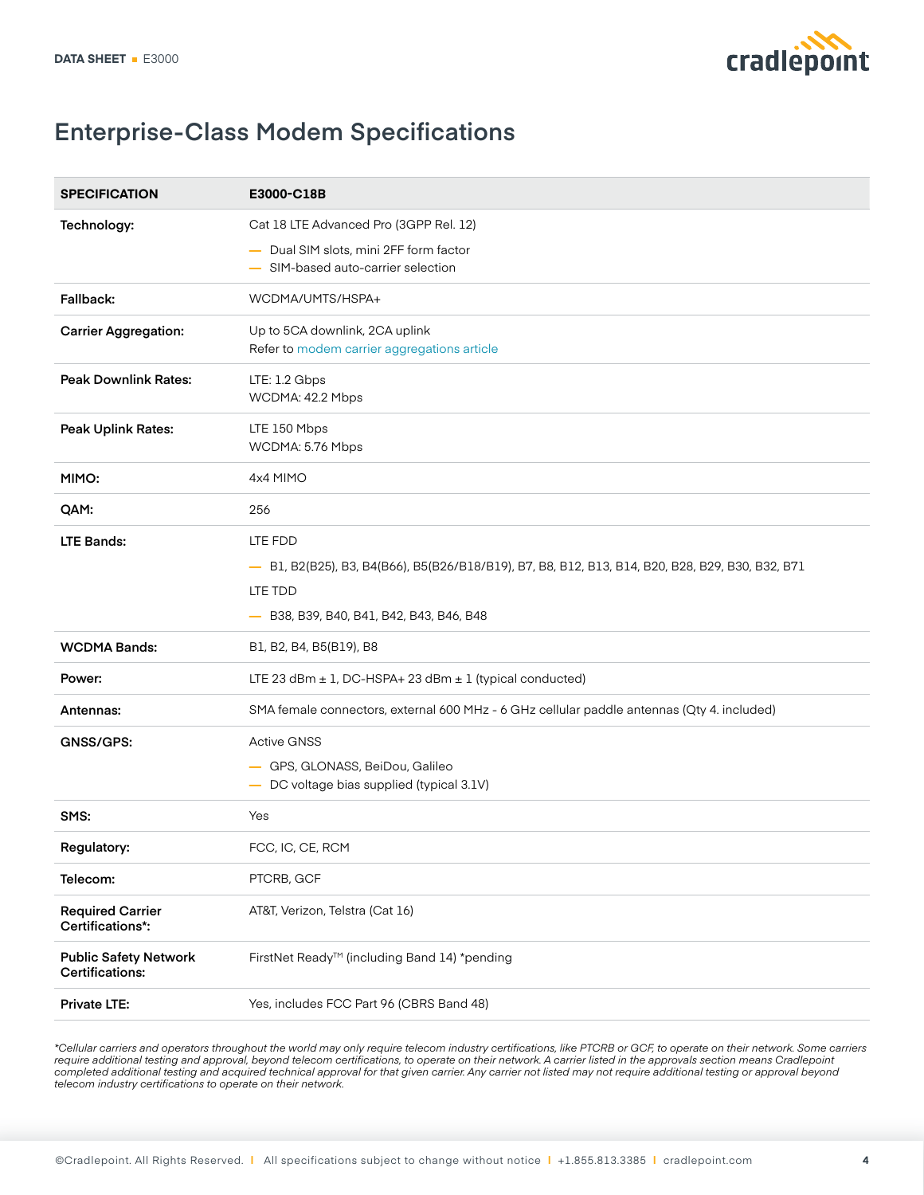## Enterprise-Class Modem Specifications

| SPECIFICATION | E3000-C18B |
|---|---|
| **Technology:** | Cat 18 LTE Advanced Pro (3GPP Rel. 12)<br>— Dual SIM slots, mini 2FF form factor<br>— SIM-based auto-carrier selection |
| **Fallback:** | WCDMA/UMTS/HSPA+ |
| **Carrier Aggregation:** | Up to 5CA downlink, 2CA uplink<br>Refer to modem carrier aggregations article |
| **Peak Downlink Rates:** | LTE: 1.2 Gbps<br>WCDMA: 42.2 Mbps |
| **Peak Uplink Rates:** | LTE 150 Mbps<br>WCDMA: 5.76 Mbps |
| **MIMO:** | 4x4 MIMO |
| **QAM:** | 256 |
| **LTE Bands:** | LTE FDD<br>— B1, B2(B25), B3, B4(B66), B5(B26/B18/B19), B7, B8, B12, B13, B14, B20, B28, B29, B30, B32, B71<br>LTE TDD<br>— B38, B39, B40, B41, B42, B43, B46, B48 |
| **WCDMA Bands:** | B1, B2, B4, B5(B19), B8 |
| **Power:** | LTE 23 dBm ± 1, DC-HSPA+ 23 dBm ± 1 (typical conducted) |
| **Antennas:** | SMA female connectors, external 600 MHz - 6 GHz cellular paddle antennas (Qty 4. included) |
| **GNSS/GPS:** | Active GNSS<br>— GPS, GLONASS, BeiDou, Galileo<br>— DC voltage bias supplied (typical 3.1V) |
| **SMS:** | Yes |
| **Regulatory:** | FCC, IC, CE, RCM |
| **Telecom:** | PTCRB, GCF |
| **Required Carrier Certifications*:** | AT&T, Verizon, Telstra (Cat 16) |
| **Public Safety Network Certifications:** | FirstNet Ready™ (including Band 14) *pending |
| **Private LTE:** | Yes, includes FCC Part 96 (CBRS Band 48) |

*\*Cellular carriers and operators throughout the world may only require telecom industry certifications, like PTCRB or GCF, to operate on their network. Some carriers require additional testing and approval, beyond telecom certifications, to operate on their network. A carrier listed in the approvals section means Cradlepoint completed additional testing and acquired technical approval for that given carrier. Any carrier not listed may not require additional testing or approval beyond telecom industry certifications to operate on their network.*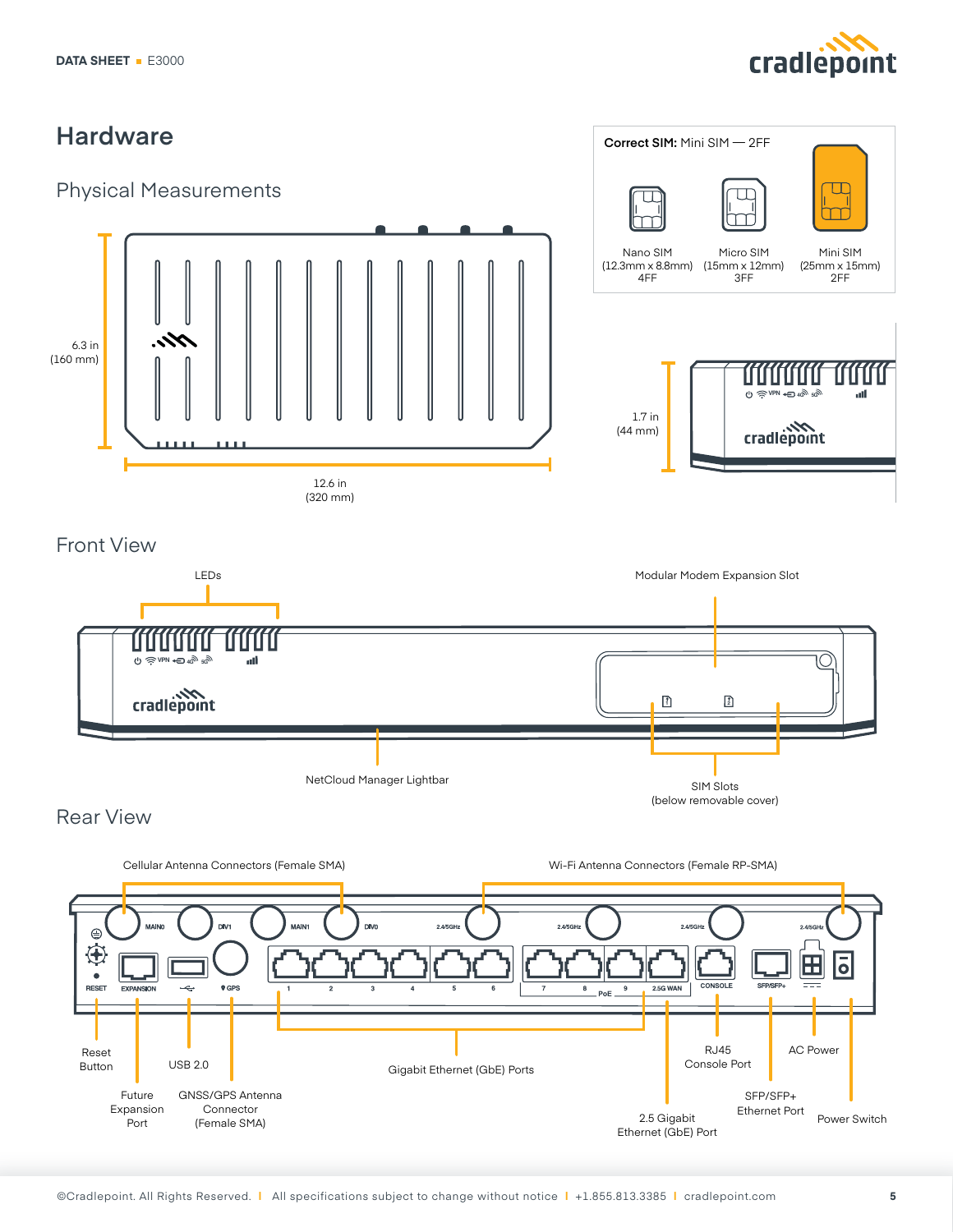# Hardware

## Physical Measurements

6.3 in
(160 mm)

12.6 in
(320 mm)

1.7 in
(44 mm)

**Correct SIM:** Mini SIM — 2FF

Nano SIM
(12.3mm x 8.8mm)
4FF

Micro SIM
(15mm x 12mm)
3FF

Mini SIM
(25mm x 15mm)
2FF

## Front View

LEDs

Modular Modem Expansion Slot

NetCloud Manager Lightbar

SIM Slots
(below removable cover)

## Rear View

Cellular Antenna Connectors (Female SMA)

Wi-Fi Antenna Connectors (Female RP-SMA)

Reset Button

USB 2.0

Future Expansion Port

GNSS/GPS Antenna Connector (Female SMA)

Gigabit Ethernet (GbE) Ports

RJ45 Console Port

AC Power

SFP/SFP+ Ethernet Port

Power Switch

2.5 Gigabit Ethernet (GbE) Port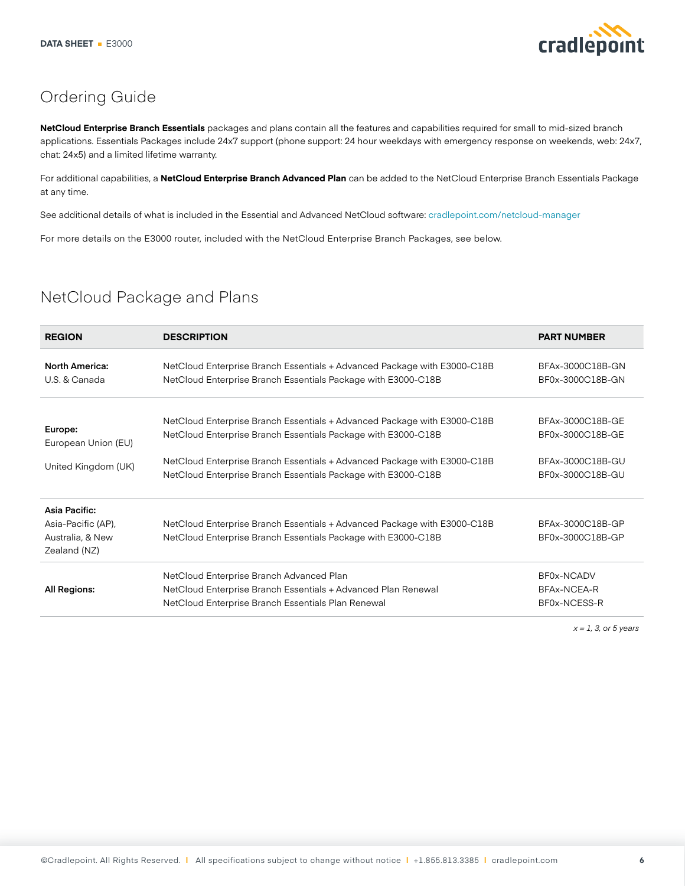## Ordering Guide

**NetCloud Enterprise Branch Essentials** packages and plans contain all the features and capabilities required for small to mid-sized branch applications. Essentials Packages include 24x7 support (phone support: 24 hour weekdays with emergency response on weekends, web: 24x7, chat: 24x5) and a limited lifetime warranty.

For additional capabilities, a **NetCloud Enterprise Branch Advanced Plan** can be added to the NetCloud Enterprise Branch Essentials Package at any time.

See additional details of what is included in the Essential and Advanced NetCloud software: cradlepoint.com/netcloud-manager

For more details on the E3000 router, included with the NetCloud Enterprise Branch Packages, see below.

## NetCloud Package and Plans

| REGION | DESCRIPTION | PART NUMBER |
|---|---|---|
| **North America:** U.S. & Canada | NetCloud Enterprise Branch Essentials + Advanced Package with E3000-C18B<br>NetCloud Enterprise Branch Essentials Package with E3000-C18B | BFAx-3000C18B-GN<br>BF0x-3000C18B-GN |
| **Europe:** European Union (EU) | NetCloud Enterprise Branch Essentials + Advanced Package with E3000-C18B<br>NetCloud Enterprise Branch Essentials Package with E3000-C18B | BFAx-3000C18B-GE<br>BF0x-3000C18B-GE |
| United Kingdom (UK) | NetCloud Enterprise Branch Essentials + Advanced Package with E3000-C18B<br>NetCloud Enterprise Branch Essentials Package with E3000-C18B | BFAx-3000C18B-GU<br>BF0x-3000C18B-GU |
| **Asia Pacific:** Asia-Pacific (AP), Australia, & New Zealand (NZ) | NetCloud Enterprise Branch Essentials + Advanced Package with E3000-C18B<br>NetCloud Enterprise Branch Essentials Package with E3000-C18B | BFAx-3000C18B-GP<br>BF0x-3000C18B-GP |
| **All Regions:** | NetCloud Enterprise Branch Advanced Plan<br>NetCloud Enterprise Branch Essentials + Advanced Plan Renewal<br>NetCloud Enterprise Branch Essentials Plan Renewal | BF0x-NCADV<br>BFAx-NCEA-R<br>BF0x-NCESS-R |

*x = 1, 3, or 5 years*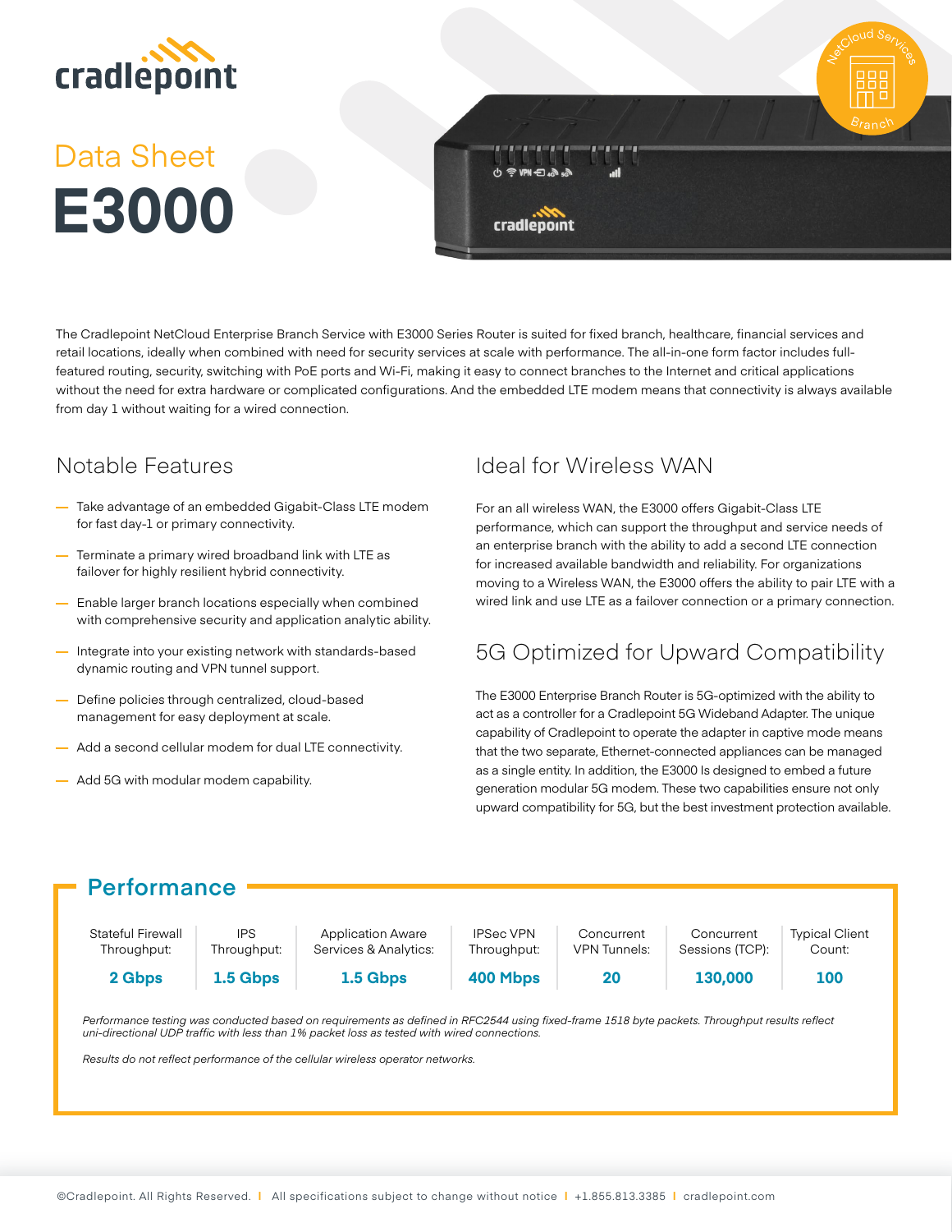# Data Sheet

# E3000

The Cradlepoint NetCloud Enterprise Branch Service with E3000 Series Router is suited for fixed branch, healthcare, financial services and retail locations, ideally when combined with need for security services at scale with performance. The all-in-one form factor includes full-featured routing, security, switching with PoE ports and Wi-Fi, making it easy to connect branches to the Internet and critical applications without the need for extra hardware or complicated configurations. And the embedded LTE modem means that connectivity is always available from day 1 without waiting for a wired connection.

## Notable Features

- Take advantage of an embedded Gigabit-Class LTE modem for fast day-1 or primary connectivity.
- Terminate a primary wired broadband link with LTE as failover for highly resilient hybrid connectivity.
- Enable larger branch locations especially when combined with comprehensive security and application analytic ability.
- Integrate into your existing network with standards-based dynamic routing and VPN tunnel support.
- Define policies through centralized, cloud-based management for easy deployment at scale.
- Add a second cellular modem for dual LTE connectivity.
- Add 5G with modular modem capability.

## Ideal for Wireless WAN

For an all wireless WAN, the E3000 offers Gigabit-Class LTE performance, which can support the throughput and service needs of an enterprise branch with the ability to add a second LTE connection for increased available bandwidth and reliability. For organizations moving to a Wireless WAN, the E3000 offers the ability to pair LTE with a wired link and use LTE as a failover connection or a primary connection.

## 5G Optimized for Upward Compatibility

The E3000 Enterprise Branch Router is 5G-optimized with the ability to act as a controller for a Cradlepoint 5G Wideband Adapter. The unique capability of Cradlepoint to operate the adapter in captive mode means that the two separate, Ethernet-connected appliances can be managed as a single entity. In addition, the E3000 Is designed to embed a future generation modular 5G modem. These two capabilities ensure not only upward compatibility for 5G, but the best investment protection available.

## Performance

| Stateful Firewall Throughput: | IPS Throughput: | Application Aware Services & Analytics: | IPSec VPN Throughput: | Concurrent VPN Tunnels: | Concurrent Sessions (TCP): | Typical Client Count: |
|---|---|---|---|---|---|---|
| **2 Gbps** | **1.5 Gbps** | **1.5 Gbps** | **400 Mbps** | **20** | **130,000** | **100** |

*Performance testing was conducted based on requirements as defined in RFC2544 using fixed-frame 1518 byte packets. Throughput results reflect uni-directional UDP traffic with less than 1% packet loss as tested with wired connections.*

*Results do not reflect performance of the cellular wireless operator networks.*